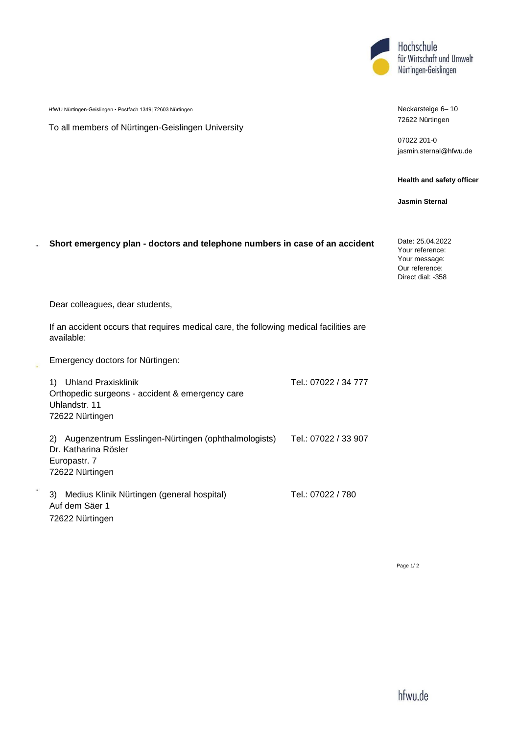Hochschule für Wirtschaft und Umwelt Nürtingen-Geislingen

HfWU Nürtingen-Geislingen • Postfach 1349| 72603 Nürtingen

To all members of Nürtingen-Geislingen University

Neckarsteige 6– 10
72622 Nürtingen

07022 201-0
jasmin.sternal@hfwu.de

**Health and safety officer**

**Jasmin Sternal**

Date: 25.04.2022
Your reference:
Your message:
Our reference:
Direct dial: -358

**Short emergency plan - doctors and telephone numbers in case of an accident**

Dear colleagues, dear students,

If an accident occurs that requires medical care, the following medical facilities are available:

Emergency doctors for Nürtingen:

1) Uhland Praxisklinik — Tel.: 07022 / 34 777
Orthopedic surgeons - accident & emergency care
Uhlandstr. 11
72622 Nürtingen

2) Augenzentrum Esslingen-Nürtingen (ophthalmologists) — Tel.: 07022 / 33 907
Dr. Katharina Rösler
Europastr. 7
72622 Nürtingen

3) Medius Klinik Nürtingen (general hospital) — Tel.: 07022 / 780
Auf dem Säer 1
72622 Nürtingen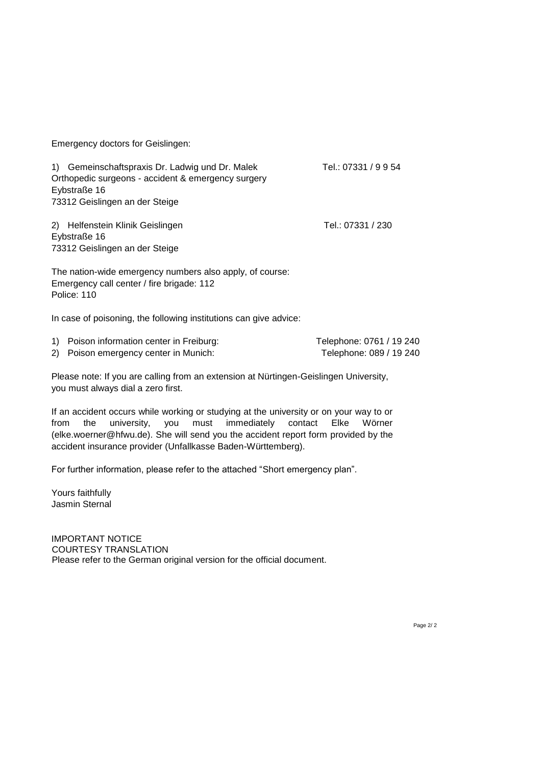Emergency doctors for Geislingen:

1) Gemeinschaftspraxis Dr. Ladwig und Dr. Malek  Tel.: 07331 / 9 9 54
Orthopedic surgeons - accident & emergency surgery
Eybstraße 16
73312 Geislingen an der Steige

2) Helfenstein Klinik Geislingen  Tel.: 07331 / 230
Eybstraße 16
73312 Geislingen an der Steige

The nation-wide emergency numbers also apply, of course:
Emergency call center / fire brigade: 112
Police: 110

In case of poisoning, the following institutions can give advice:

1) Poison information center in Freiburg:  Telephone: 0761 / 19 240
2) Poison emergency center in Munich:  Telephone: 089 / 19 240

Please note: If you are calling from an extension at Nürtingen-Geislingen University, you must always dial a zero first.

If an accident occurs while working or studying at the university or on your way to or from the university, you must immediately contact Elke Wörner (elke.woerner@hfwu.de). She will send you the accident report form provided by the accident insurance provider (Unfallkasse Baden-Württemberg).

For further information, please refer to the attached "Short emergency plan".

Yours faithfully
Jasmin Sternal

IMPORTANT NOTICE
COURTESY TRANSLATION
Please refer to the German original version for the official document.